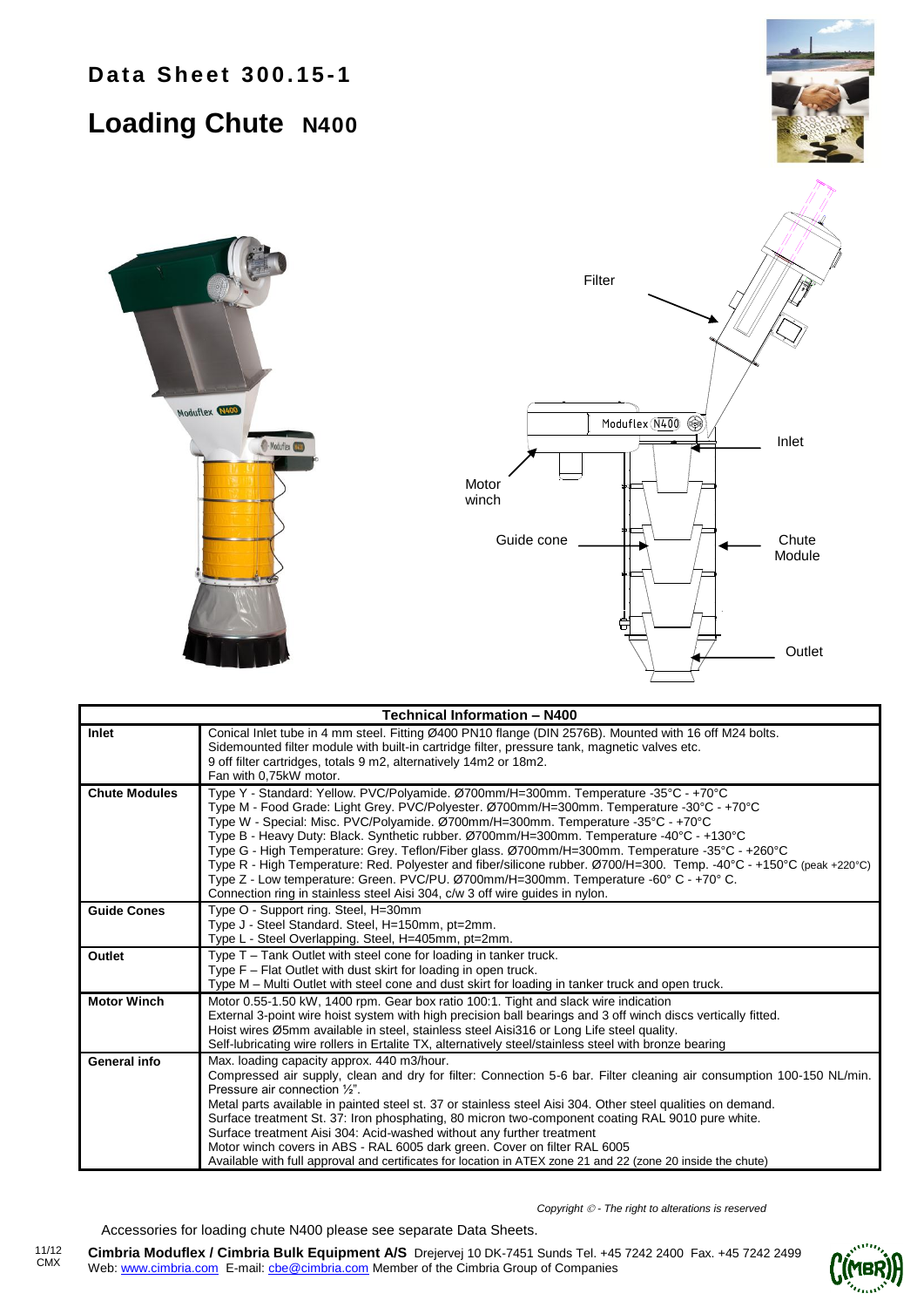# Data Sheet 300.15-1

## Loading Chute N400

Filter

Inlet

Motor winch

Guide cone

Chute Module

Outlet

| Technical Information – N400 | |
|---|---|
| **Inlet** | Conical Inlet tube in 4 mm steel. Fitting Ø400 PN10 flange (DIN 2576B). Mounted with 16 off M24 bolts.<br>Sidemounted filter module with built-in cartridge filter, pressure tank, magnetic valves etc.<br>9 off filter cartridges, totals 9 m2, alternatively 14m2 or 18m2.<br>Fan with 0,75kW motor. |
| **Chute Modules** | Type Y - Standard: Yellow. PVC/Polyamide. Ø700mm/H=300mm. Temperature -35°C - +70°C<br>Type M - Food Grade: Light Grey. PVC/Polyester. Ø700mm/H=300mm. Temperature -30°C - +70°C<br>Type W - Special: Misc. PVC/Polyamide. Ø700mm/H=300mm. Temperature -35°C - +70°C<br>Type B - Heavy Duty: Black. Synthetic rubber. Ø700mm/H=300mm. Temperature -40°C - +130°C<br>Type G - High Temperature: Grey. Teflon/Fiber glass. Ø700mm/H=300mm. Temperature -35°C - +260°C<br>Type R - High Temperature: Red. Polyester and fiber/silicone rubber. Ø700/H=300. Temp. -40°C - +150°C (peak +220°C)<br>Type Z - Low temperature: Green. PVC/PU. Ø700mm/H=300mm. Temperature -60° C - +70° C.<br>Connection ring in stainless steel Aisi 304, c/w 3 off wire guides in nylon. |
| **Guide Cones** | Type O - Support ring. Steel, H=30mm<br>Type J - Steel Standard. Steel, H=150mm, pt=2mm.<br>Type L - Steel Overlapping. Steel, H=405mm, pt=2mm. |
| **Outlet** | Type T – Tank Outlet with steel cone for loading in tanker truck.<br>Type F – Flat Outlet with dust skirt for loading in open truck.<br>Type M – Multi Outlet with steel cone and dust skirt for loading in tanker truck and open truck. |
| **Motor Winch** | Motor 0.55-1.50 kW, 1400 rpm. Gear box ratio 100:1. Tight and slack wire indication<br>External 3-point wire hoist system with high precision ball bearings and 3 off winch discs vertically fitted.<br>Hoist wires Ø5mm available in steel, stainless steel Aisi316 or Long Life steel quality.<br>Self-lubricating wire rollers in Ertalite TX, alternatively steel/stainless steel with bronze bearing |
| **General info** | Max. loading capacity approx. 440 m3/hour.<br>Compressed air supply, clean and dry for filter: Connection 5-6 bar. Filter cleaning air consumption 100-150 NL/min.<br>Pressure air connection ½".<br>Metal parts available in painted steel st. 37 or stainless steel Aisi 304. Other steel qualities on demand.<br>Surface treatment St. 37: Iron phosphating, 80 micron two-component coating RAL 9010 pure white.<br>Surface treatment Aisi 304: Acid-washed without any further treatment<br>Motor winch covers in ABS - RAL 6005 dark green. Cover on filter RAL 6005<br>Available with full approval and certificates for location in ATEX zone 21 and 22 (zone 20 inside the chute) |

*Copyright © - The right to alterations is reserved*

Accessories for loading chute N400 please see separate Data Sheets.

11/12 CMX

**Cimbria Moduflex / Cimbria Bulk Equipment A/S** Drejervej 10 DK-7451 Sunds Tel. +45 7242 2400 Fax. +45 7242 2499
Web: www.cimbria.com E-mail: cbe@cimbria.com Member of the Cimbria Group of Companies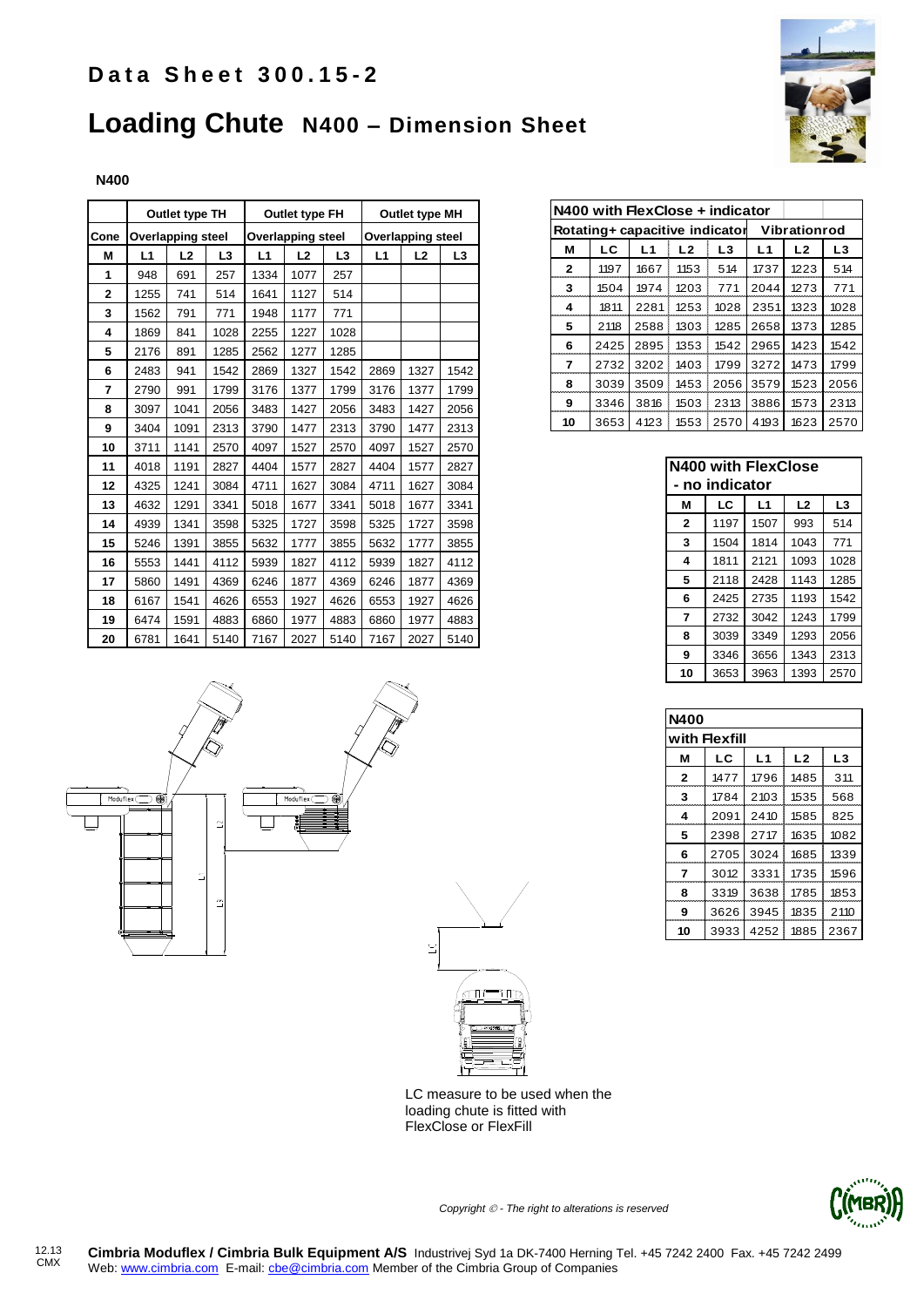# Data Sheet 300.15-2

# Loading Chute N400 – Dimension Sheet

**N400**

| | Outlet type TH | | | Outlet type FH | | | Outlet type MH | | |
|---|---|---|---|---|---|---|---|---|---|
| Cone | Overlapping steel | | | Overlapping steel | | | Overlapping steel | | |
| M | L1 | L2 | L3 | L1 | L2 | L3 | L1 | L2 | L3 |
| 1 | 948 | 691 | 257 | 1334 | 1077 | 257 | | | |
| 2 | 1255 | 741 | 514 | 1641 | 1127 | 514 | | | |
| 3 | 1562 | 791 | 771 | 1948 | 1177 | 771 | | | |
| 4 | 1869 | 841 | 1028 | 2255 | 1227 | 1028 | | | |
| 5 | 2176 | 891 | 1285 | 2562 | 1277 | 1285 | | | |
| 6 | 2483 | 941 | 1542 | 2869 | 1327 | 1542 | 2869 | 1327 | 1542 |
| 7 | 2790 | 991 | 1799 | 3176 | 1377 | 1799 | 3176 | 1377 | 1799 |
| 8 | 3097 | 1041 | 2056 | 3483 | 1427 | 2056 | 3483 | 1427 | 2056 |
| 9 | 3404 | 1091 | 2313 | 3790 | 1477 | 2313 | 3790 | 1477 | 2313 |
| 10 | 3711 | 1141 | 2570 | 4097 | 1527 | 2570 | 4097 | 1527 | 2570 |
| 11 | 4018 | 1191 | 2827 | 4404 | 1577 | 2827 | 4404 | 1577 | 2827 |
| 12 | 4325 | 1241 | 3084 | 4711 | 1627 | 3084 | 4711 | 1627 | 3084 |
| 13 | 4632 | 1291 | 3341 | 5018 | 1677 | 3341 | 5018 | 1677 | 3341 |
| 14 | 4939 | 1341 | 3598 | 5325 | 1727 | 3598 | 5325 | 1727 | 3598 |
| 15 | 5246 | 1391 | 3855 | 5632 | 1777 | 3855 | 5632 | 1777 | 3855 |
| 16 | 5553 | 1441 | 4112 | 5939 | 1827 | 4112 | 5939 | 1827 | 4112 |
| 17 | 5860 | 1491 | 4369 | 6246 | 1877 | 4369 | 6246 | 1877 | 4369 |
| 18 | 6167 | 1541 | 4626 | 6553 | 1927 | 4626 | 6553 | 1927 | 4626 |
| 19 | 6474 | 1591 | 4883 | 6860 | 1977 | 4883 | 6860 | 1977 | 4883 |
| 20 | 6781 | 1641 | 5140 | 7167 | 2027 | 5140 | 7167 | 2027 | 5140 |

| N400 with FlexClose + indicator | | | | | | |
|---|---|---|---|---|---|---|
| Rotating+ capacitive indicator | | | | Vibrationrod | | |
| M | LC | L1 | L2 | L3 | L1 | L2 | L3 |
| 2 | 1197 | 1667 | 1153 | 514 | 1737 | 1223 | 514 |
| 3 | 1504 | 1974 | 1203 | 771 | 2044 | 1273 | 771 |
| 4 | 1811 | 2281 | 1253 | 1028 | 2351 | 1323 | 1028 |
| 5 | 2118 | 2588 | 1303 | 1285 | 2658 | 1373 | 1285 |
| 6 | 2425 | 2895 | 1353 | 1542 | 2965 | 1423 | 1542 |
| 7 | 2732 | 3202 | 1403 | 1799 | 3272 | 1473 | 1799 |
| 8 | 3039 | 3509 | 1453 | 2056 | 3579 | 1523 | 2056 |
| 9 | 3346 | 3816 | 1503 | 2313 | 3886 | 1573 | 2313 |
| 10 | 3653 | 4123 | 1553 | 2570 | 4193 | 1623 | 2570 |

| N400 with FlexClose - no indicator | | | | |
|---|---|---|---|---|
| M | LC | L1 | L2 | L3 |
| 2 | 1197 | 1507 | 993 | 514 |
| 3 | 1504 | 1814 | 1043 | 771 |
| 4 | 1811 | 2121 | 1093 | 1028 |
| 5 | 2118 | 2428 | 1143 | 1285 |
| 6 | 2425 | 2735 | 1193 | 1542 |
| 7 | 2732 | 3042 | 1243 | 1799 |
| 8 | 3039 | 3349 | 1293 | 2056 |
| 9 | 3346 | 3656 | 1343 | 2313 |
| 10 | 3653 | 3963 | 1393 | 2570 |

| N400 with Flexfill | | | | |
|---|---|---|---|---|
| M | LC | L1 | L2 | L3 |
| 2 | 1477 | 1796 | 1485 | 311 |
| 3 | 1784 | 2103 | 1535 | 568 |
| 4 | 2091 | 2410 | 1585 | 825 |
| 5 | 2398 | 2717 | 1635 | 1082 |
| 6 | 2705 | 3024 | 1685 | 1339 |
| 7 | 3012 | 3331 | 1735 | 1596 |
| 8 | 3319 | 3638 | 1785 | 1853 |
| 9 | 3626 | 3945 | 1835 | 2110 |
| 10 | 3933 | 4252 | 1885 | 2367 |

L2

L1

L3

LC

LC measure to be used when the loading chute is fitted with FlexClose or FlexFill

*Copyright © - The right to alterations is reserved*

12.13
CMX

**Cimbria Moduflex / Cimbria Bulk Equipment A/S** Industrivej Syd 1a DK-7400 Herning Tel. +45 7242 2400 Fax. +45 7242 2499
Web: www.cimbria.com E-mail: cbe@cimbria.com Member of the Cimbria Group of Companies